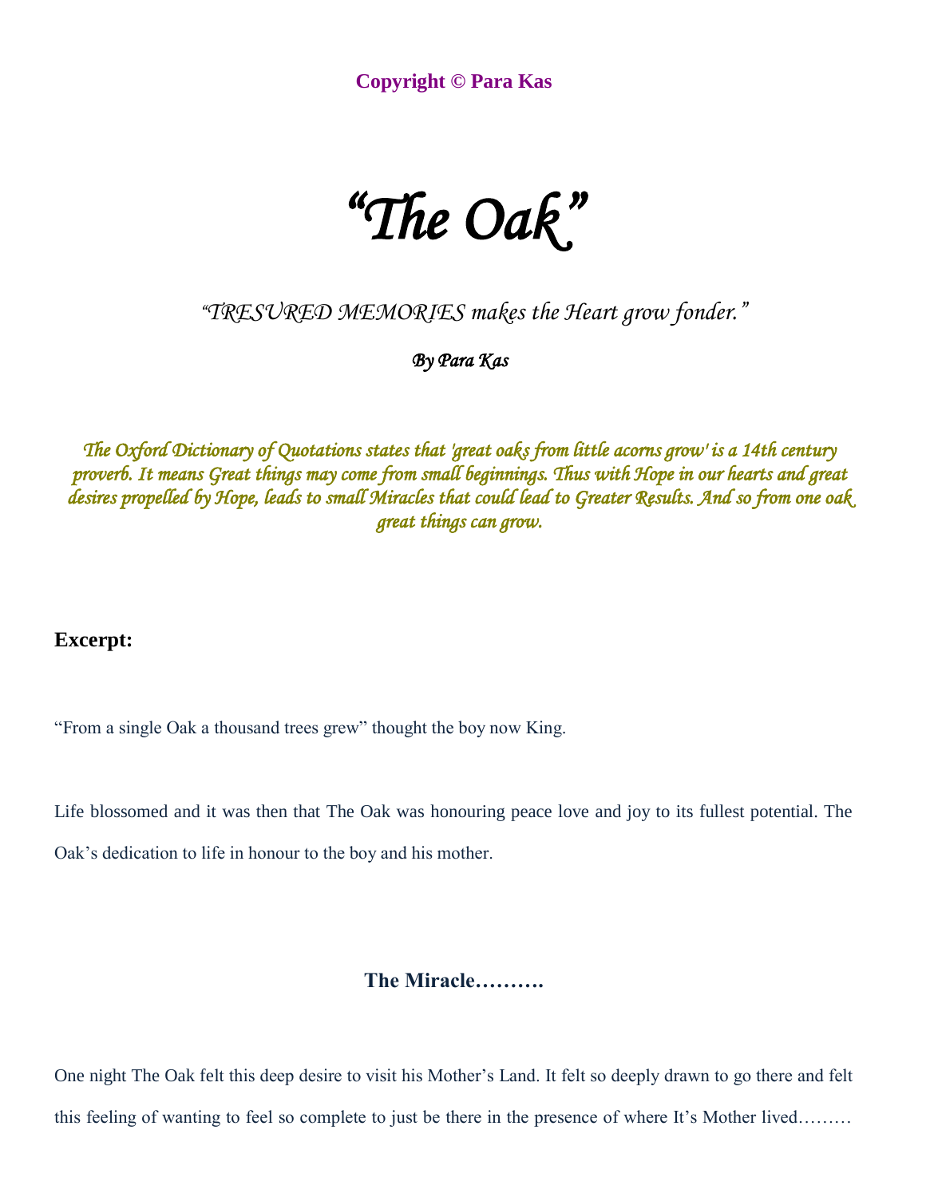**Copyright © Para Kas**

# *"The Oak"*

*"TRESURED MEMORIES makes the Heart grow fonder."*

***By Para Kas***

*The Oxford Dictionary of Quotations states that 'great oaks from little acorns grow' is a 14th century proverb. It means Great things may come from small beginnings. Thus with Hope in our hearts and great desires propelled by Hope, leads to small Miracles that could lead to Greater Results. And so from one oak great things can grow.*

**Excerpt:**

"From a single Oak a thousand trees grew" thought the boy now King.

Life blossomed and it was then that The Oak was honouring peace love and joy to its fullest potential. The Oak's dedication to life in honour to the boy and his mother.

## The Miracle……….

One night The Oak felt this deep desire to visit his Mother's Land. It felt so deeply drawn to go there and felt this feeling of wanting to feel so complete to just be there in the presence of where It's Mother lived………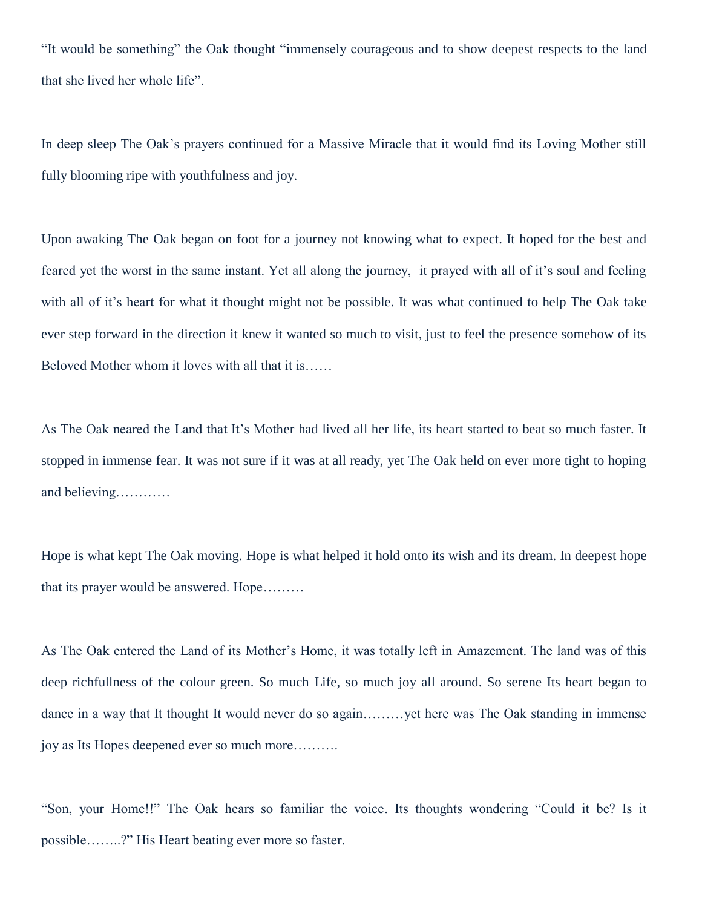"It would be something" the Oak thought "immensely courageous and to show deepest respects to the land that she lived her whole life".

In deep sleep The Oak's prayers continued for a Massive Miracle that it would find its Loving Mother still fully blooming ripe with youthfulness and joy.

Upon awaking The Oak began on foot for a journey not knowing what to expect. It hoped for the best and feared yet the worst in the same instant. Yet all along the journey, it prayed with all of it's soul and feeling with all of it's heart for what it thought might not be possible. It was what continued to help The Oak take ever step forward in the direction it knew it wanted so much to visit, just to feel the presence somehow of its Beloved Mother whom it loves with all that it is……

As The Oak neared the Land that It's Mother had lived all her life, its heart started to beat so much faster. It stopped in immense fear. It was not sure if it was at all ready, yet The Oak held on ever more tight to hoping and believing…………

Hope is what kept The Oak moving. Hope is what helped it hold onto its wish and its dream. In deepest hope that its prayer would be answered. Hope………

As The Oak entered the Land of its Mother's Home, it was totally left in Amazement. The land was of this deep richfullness of the colour green. So much Life, so much joy all around. So serene Its heart began to dance in a way that It thought It would never do so again………yet here was The Oak standing in immense joy as Its Hopes deepened ever so much more……….

"Son, your Home!!" The Oak hears so familiar the voice. Its thoughts wondering "Could it be? Is it possible……..?" His Heart beating ever more so faster.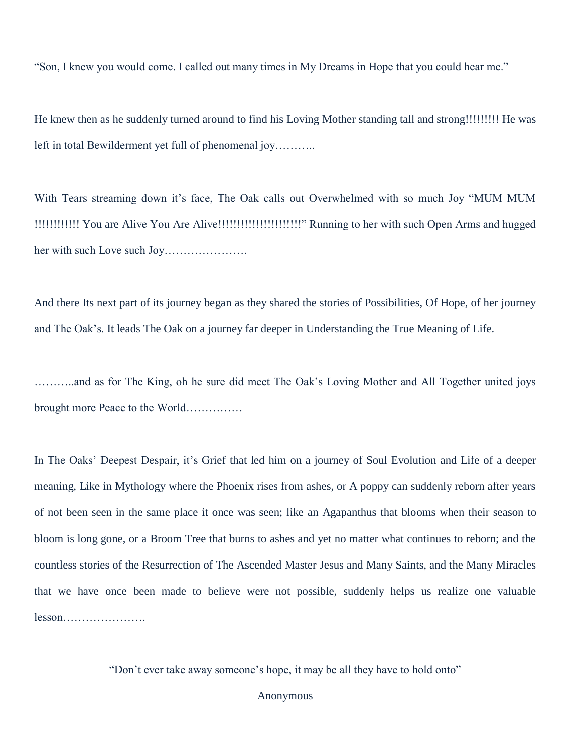"Son, I knew you would come. I called out many times in My Dreams in Hope that you could hear me."

He knew then as he suddenly turned around to find his Loving Mother standing tall and strong!!!!!!!!! He was left in total Bewilderment yet full of phenomenal joy………..

With Tears streaming down it's face, The Oak calls out Overwhelmed with so much Joy "MUM MUM !!!!!!!!!!! You are Alive You Are Alive!!!!!!!!!!!!!!!!!!!!!" Running to her with such Open Arms and hugged her with such Love such Joy………………….

And there Its next part of its journey began as they shared the stories of Possibilities, Of Hope, of her journey and The Oak's. It leads The Oak on a journey far deeper in Understanding the True Meaning of Life.

………..and as for The King, oh he sure did meet The Oak's Loving Mother and All Together united joys brought more Peace to the World……………

In The Oaks' Deepest Despair, it's Grief that led him on a journey of Soul Evolution and Life of a deeper meaning, Like in Mythology where the Phoenix rises from ashes, or A poppy can suddenly reborn after years of not been seen in the same place it once was seen; like an Agapanthus that blooms when their season to bloom is long gone, or a Broom Tree that burns to ashes and yet no matter what continues to reborn; and the countless stories of the Resurrection of The Ascended Master Jesus and Many Saints, and the Many Miracles that we have once been made to believe were not possible, suddenly helps us realize one valuable lesson………………….

"Don't ever take away someone's hope, it may be all they have to hold onto"

Anonymous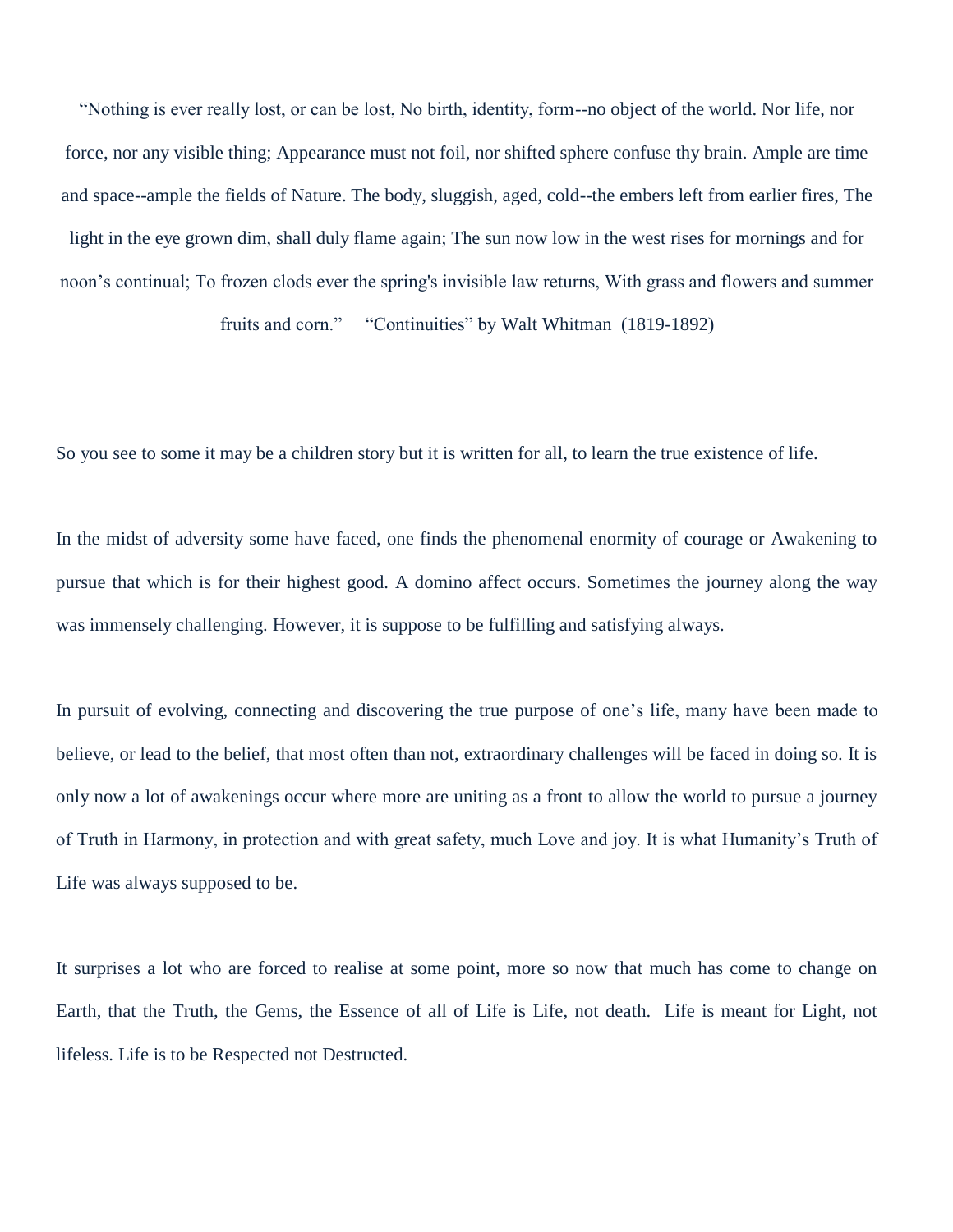"Nothing is ever really lost, or can be lost, No birth, identity, form--no object of the world. Nor life, nor force, nor any visible thing; Appearance must not foil, nor shifted sphere confuse thy brain. Ample are time and space--ample the fields of Nature. The body, sluggish, aged, cold--the embers left from earlier fires, The light in the eye grown dim, shall duly flame again; The sun now low in the west rises for mornings and for noon's continual; To frozen clods ever the spring's invisible law returns, With grass and flowers and summer fruits and corn." "Continuities" by Walt Whitman (1819-1892)

So you see to some it may be a children story but it is written for all, to learn the true existence of life.

In the midst of adversity some have faced, one finds the phenomenal enormity of courage or Awakening to pursue that which is for their highest good. A domino affect occurs. Sometimes the journey along the way was immensely challenging. However, it is suppose to be fulfilling and satisfying always.

In pursuit of evolving, connecting and discovering the true purpose of one's life, many have been made to believe, or lead to the belief, that most often than not, extraordinary challenges will be faced in doing so. It is only now a lot of awakenings occur where more are uniting as a front to allow the world to pursue a journey of Truth in Harmony, in protection and with great safety, much Love and joy. It is what Humanity's Truth of Life was always supposed to be.

It surprises a lot who are forced to realise at some point, more so now that much has come to change on Earth, that the Truth, the Gems, the Essence of all of Life is Life, not death. Life is meant for Light, not lifeless. Life is to be Respected not Destructed.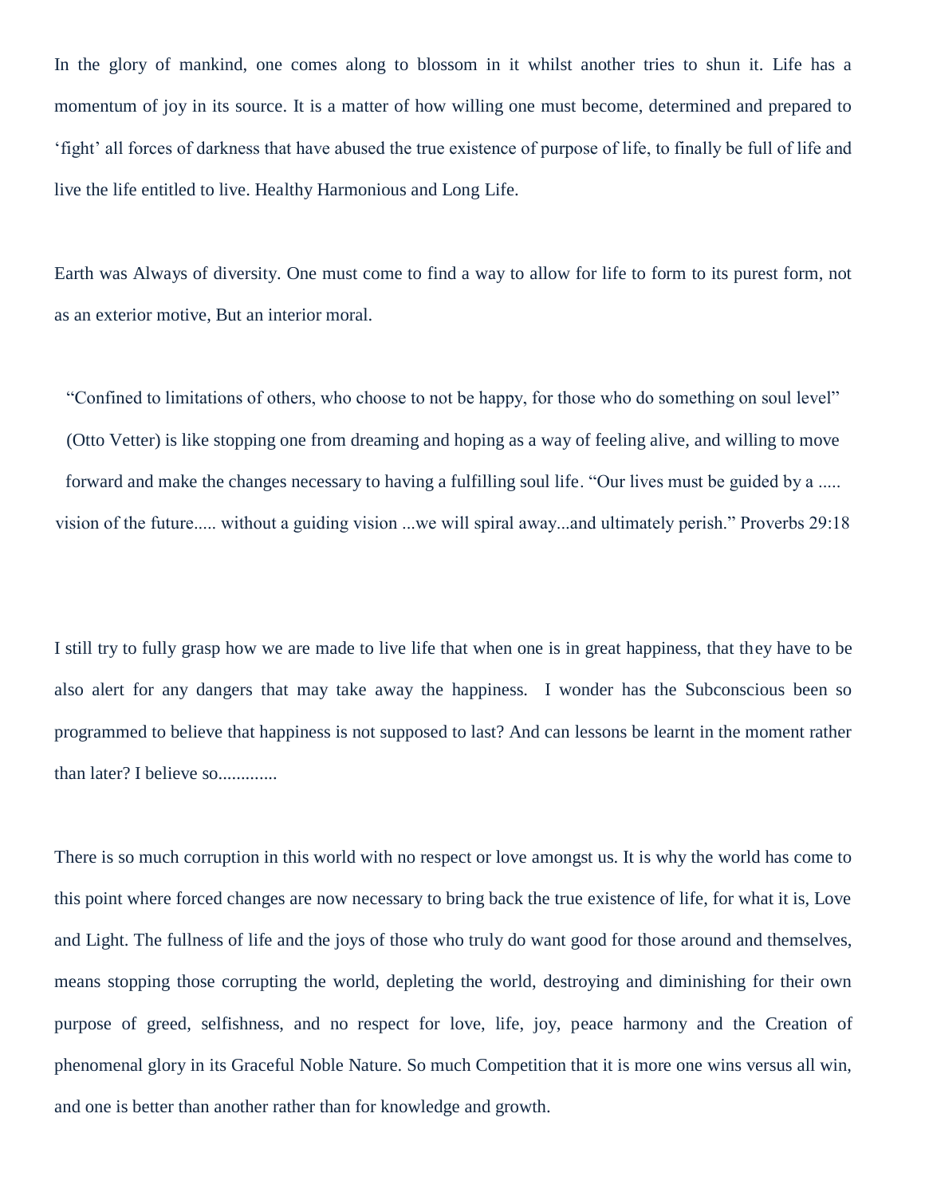In the glory of mankind, one comes along to blossom in it whilst another tries to shun it. Life has a momentum of joy in its source. It is a matter of how willing one must become, determined and prepared to 'fight' all forces of darkness that have abused the true existence of purpose of life, to finally be full of life and live the life entitled to live. Healthy Harmonious and Long Life.

Earth was Always of diversity. One must come to find a way to allow for life to form to its purest form, not as an exterior motive, But an interior moral.

"Confined to limitations of others, who choose to not be happy, for those who do something on soul level" (Otto Vetter) is like stopping one from dreaming and hoping as a way of feeling alive, and willing to move forward and make the changes necessary to having a fulfilling soul life. "Our lives must be guided by a ..... vision of the future..... without a guiding vision ...we will spiral away...and ultimately perish." Proverbs 29:18

I still try to fully grasp how we are made to live life that when one is in great happiness, that they have to be also alert for any dangers that may take away the happiness. I wonder has the Subconscious been so programmed to believe that happiness is not supposed to last? And can lessons be learnt in the moment rather than later? I believe so............

There is so much corruption in this world with no respect or love amongst us. It is why the world has come to this point where forced changes are now necessary to bring back the true existence of life, for what it is, Love and Light. The fullness of life and the joys of those who truly do want good for those around and themselves, means stopping those corrupting the world, depleting the world, destroying and diminishing for their own purpose of greed, selfishness, and no respect for love, life, joy, peace harmony and the Creation of phenomenal glory in its Graceful Noble Nature. So much Competition that it is more one wins versus all win, and one is better than another rather than for knowledge and growth.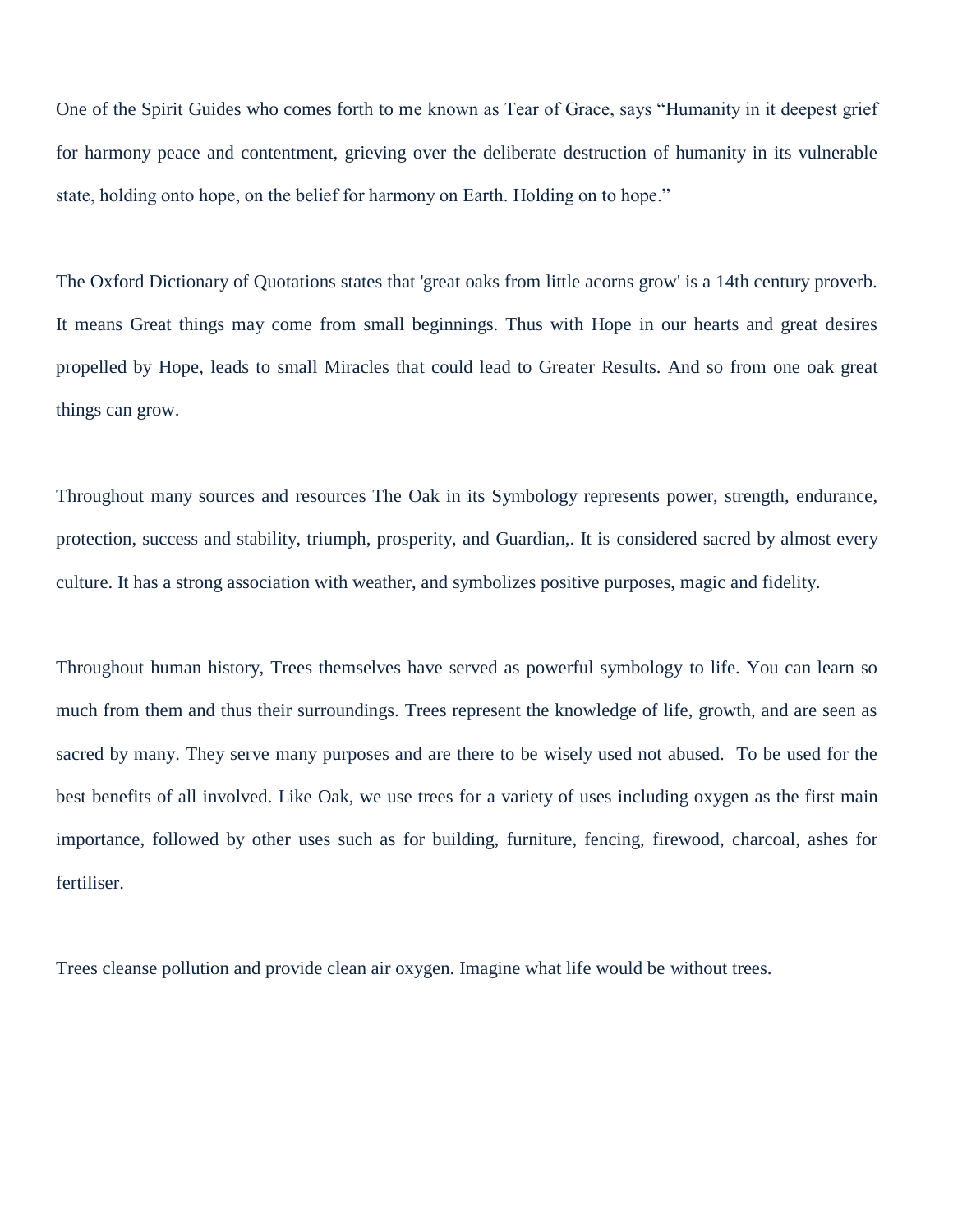One of the Spirit Guides who comes forth to me known as Tear of Grace, says "Humanity in it deepest grief for harmony peace and contentment, grieving over the deliberate destruction of humanity in its vulnerable state, holding onto hope, on the belief for harmony on Earth. Holding on to hope."

The Oxford Dictionary of Quotations states that 'great oaks from little acorns grow' is a 14th century proverb. It means Great things may come from small beginnings. Thus with Hope in our hearts and great desires propelled by Hope, leads to small Miracles that could lead to Greater Results. And so from one oak great things can grow.

Throughout many sources and resources The Oak in its Symbology represents power, strength, endurance, protection, success and stability, triumph, prosperity, and Guardian,. It is considered sacred by almost every culture. It has a strong association with weather, and symbolizes positive purposes, magic and fidelity.

Throughout human history, Trees themselves have served as powerful symbology to life. You can learn so much from them and thus their surroundings. Trees represent the knowledge of life, growth, and are seen as sacred by many. They serve many purposes and are there to be wisely used not abused. To be used for the best benefits of all involved. Like Oak, we use trees for a variety of uses including oxygen as the first main importance, followed by other uses such as for building, furniture, fencing, firewood, charcoal, ashes for fertiliser.

Trees cleanse pollution and provide clean air oxygen. Imagine what life would be without trees.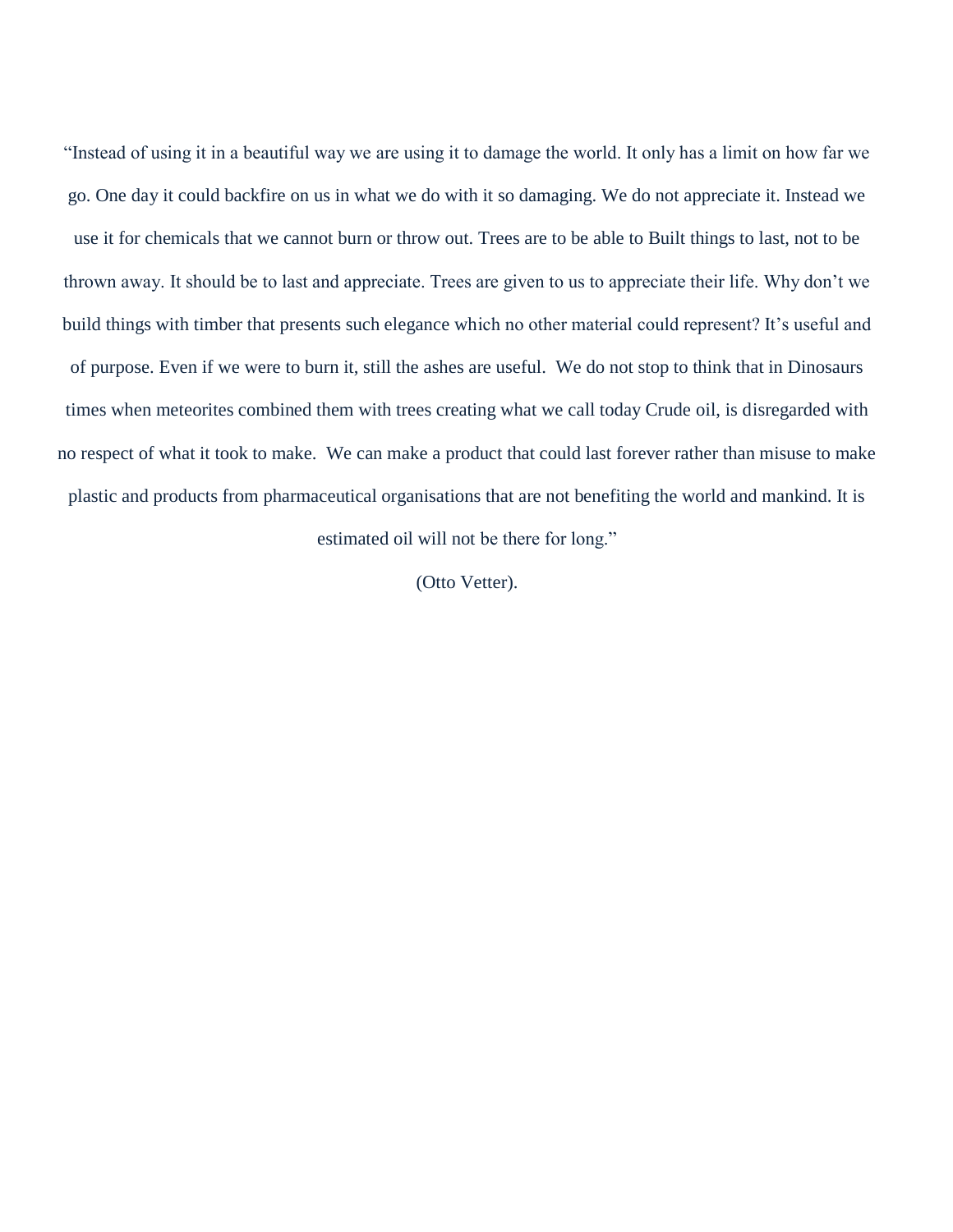"Instead of using it in a beautiful way we are using it to damage the world. It only has a limit on how far we go. One day it could backfire on us in what we do with it so damaging. We do not appreciate it. Instead we use it for chemicals that we cannot burn or throw out. Trees are to be able to Built things to last, not to be thrown away. It should be to last and appreciate. Trees are given to us to appreciate their life. Why don't we build things with timber that presents such elegance which no other material could represent? It's useful and of purpose. Even if we were to burn it, still the ashes are useful.  We do not stop to think that in Dinosaurs times when meteorites combined them with trees creating what we call today Crude oil, is disregarded with no respect of what it took to make.  We can make a product that could last forever rather than misuse to make plastic and products from pharmaceutical organisations that are not benefiting the world and mankind. It is estimated oil will not be there for long."

(Otto Vetter).